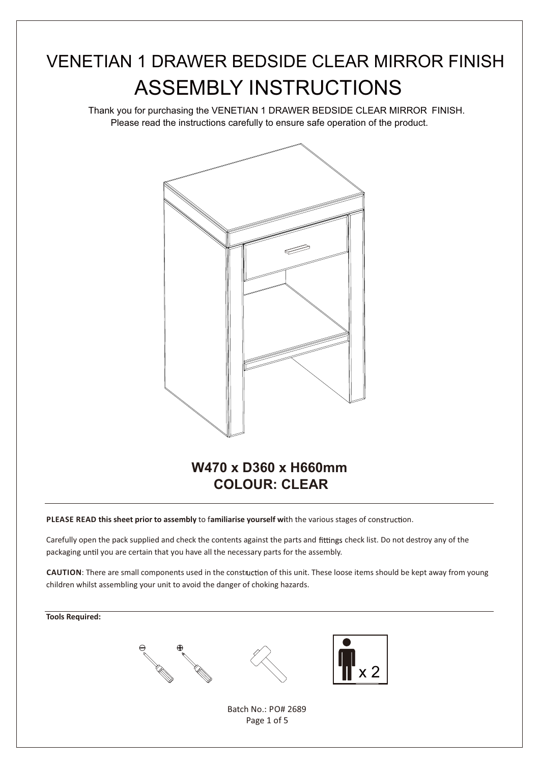# VENETIAN 1 DRAWER BEDSIDE CLEAR MIRROR FINISH

# ASSEMBLY INSTRUCTIONS

Thank you for purchasing the VENETIAN 1 DRAWER BEDSIDE CLEAR MIRROR FINISH.
Please read the instructions carefully to ensure safe operation of the product.

**W470 x D360 x H660mm**
**COLOUR: CLEAR**

---

**PLEASE READ this sheet prior to assembly** to f**amiliarise yourself wi**th the various stages of construction.

Carefully open the pack supplied and check the contents against the parts and fittings check list. Do not destroy any of the packaging until you are certain that you have all the necessary parts for the assembly.

**CAUTION**: There are small components used in the construction of this unit. These loose items should be kept away from young children whilst assembling your unit to avoid the danger of choking hazards.

---

**Tools Required:**

x 2

Batch No.: PO# 2689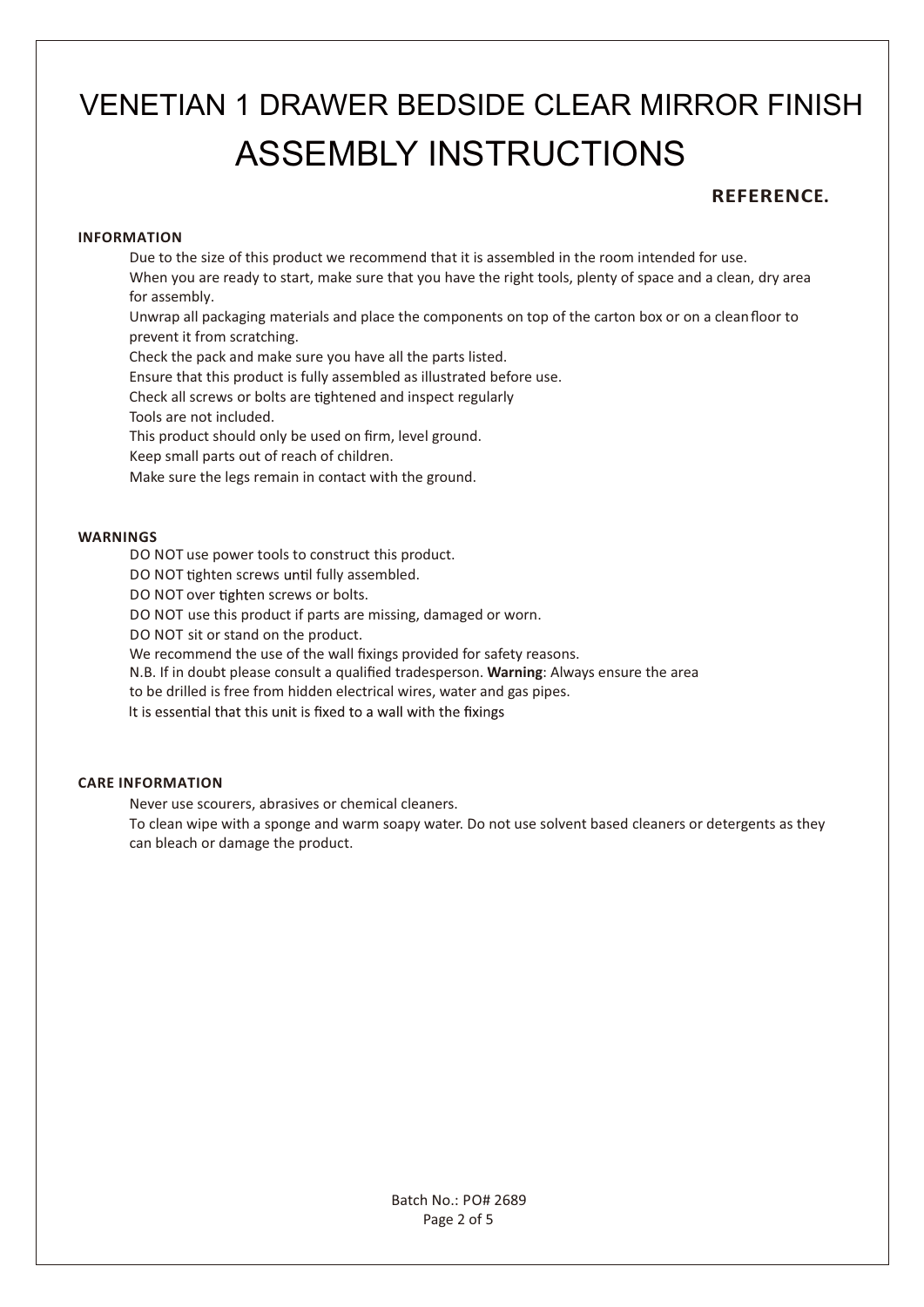# VENETIAN 1 DRAWER BEDSIDE CLEAR MIRROR FINISH

# ASSEMBLY INSTRUCTIONS

**REFERENCE.**

### INFORMATION

Due to the size of this product we recommend that it is assembled in the room intended for use.
When you are ready to start, make sure that you have the right tools, plenty of space and a clean, dry area for assembly.
Unwrap all packaging materials and place the components on top of the carton box or on a clean floor to prevent it from scratching.
Check the pack and make sure you have all the parts listed.
Ensure that this product is fully assembled as illustrated before use.
Check all screws or bolts are tightened and inspect regularly
Tools are not included.
This product should only be used on firm, level ground.
Keep small parts out of reach of children.
Make sure the legs remain in contact with the ground.

### WARNINGS

DO NOT use power tools to construct this product.
DO NOT tighten screws until fully assembled.
DO NOT over tighten screws or bolts.
DO NOT use this product if parts are missing, damaged or worn.
DO NOT sit or stand on the product.
We recommend the use of the wall fixings provided for safety reasons.
N.B. If in doubt please consult a qualified tradesperson. **Warning**: Always ensure the area to be drilled is free from hidden electrical wires, water and gas pipes.
It is essential that this unit is fixed to a wall with the fixings

### CARE INFORMATION

Never use scourers, abrasives or chemical cleaners.
To clean wipe with a sponge and warm soapy water. Do not use solvent based cleaners or detergents as they can bleach or damage the product.

Batch No.: PO# 2689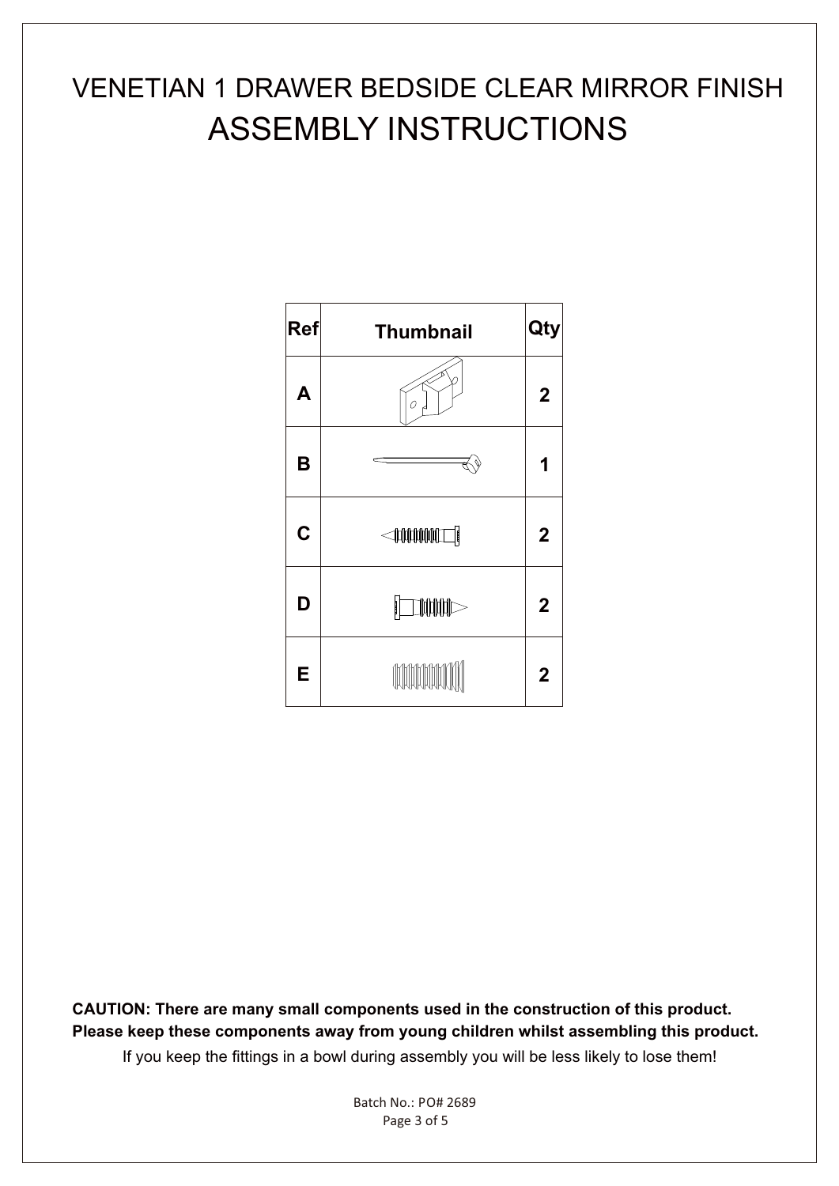# VENETIAN 1 DRAWER BEDSIDE CLEAR MIRROR FINISH

# ASSEMBLY INSTRUCTIONS

| Ref | Thumbnail | Qty |
|---|---|---|
| A | | 2 |
| B | | 1 |
| C | | 2 |
| D | | 2 |
| E | | 2 |

**CAUTION: There are many small components used in the construction of this product. Please keep these components away from young children whilst assembling this product.**

If you keep the fittings in a bowl during assembly you will be less likely to lose them!

Batch No.: PO# 2689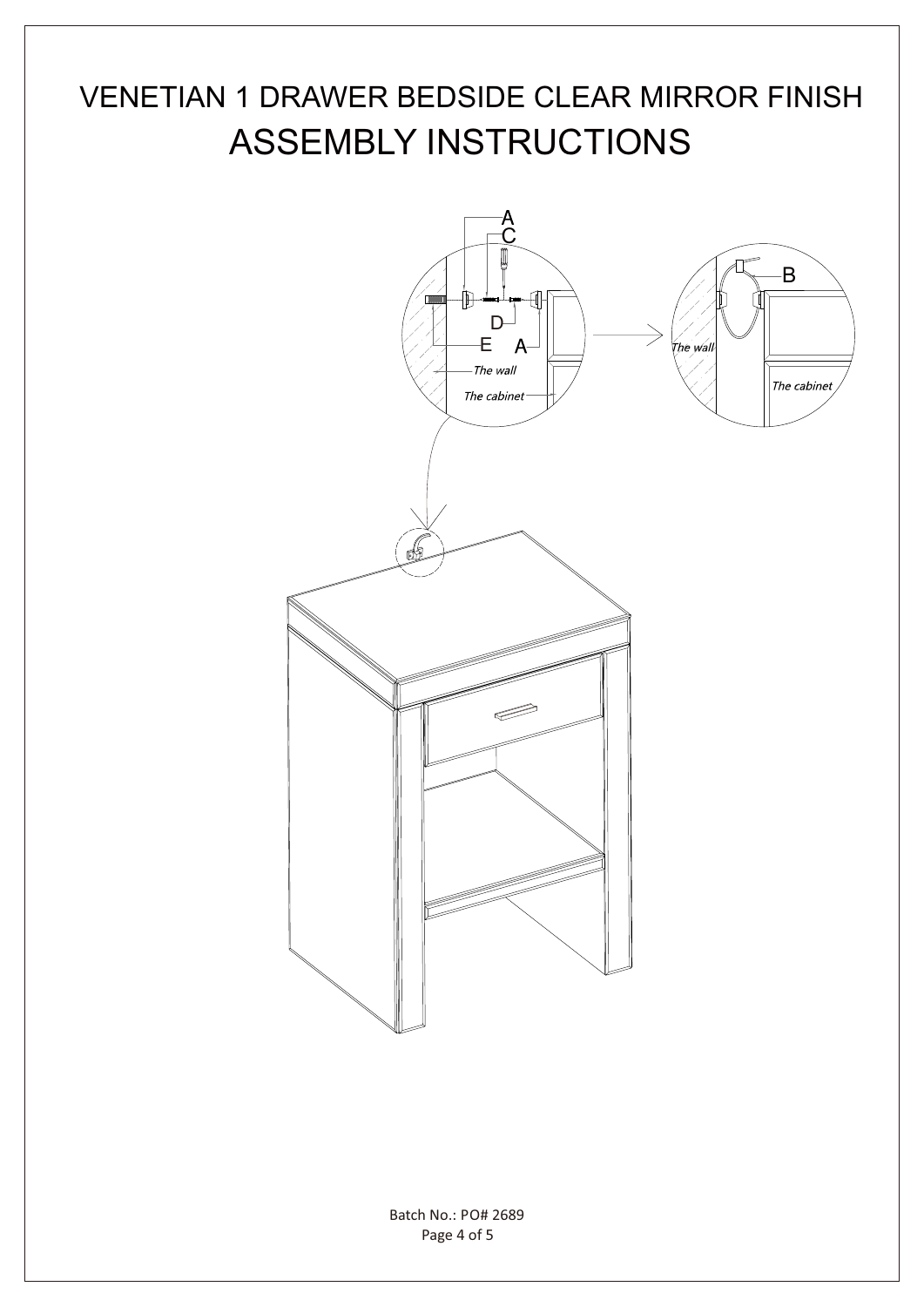# VENETIAN 1 DRAWER BEDSIDE CLEAR MIRROR FINISH

## ASSEMBLY INSTRUCTIONS

A
C
D
E
A
The wall
The cabinet

B
The wall
The cabinet

Batch No.: PO# 2689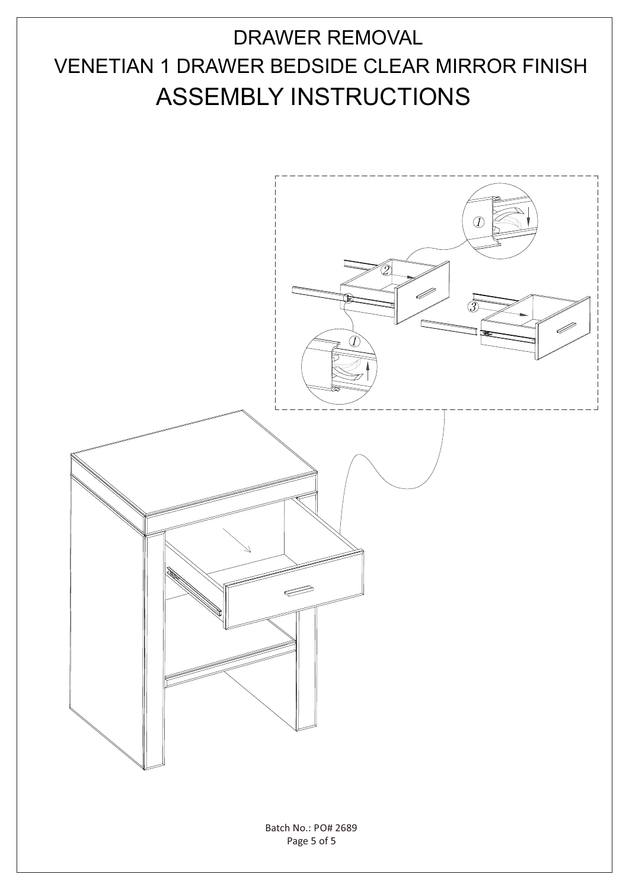# DRAWER REMOVAL

## VENETIAN 1 DRAWER BEDSIDE CLEAR MIRROR FINISH

## ASSEMBLY INSTRUCTIONS

①

②

③

①

Batch No.: PO# 2689